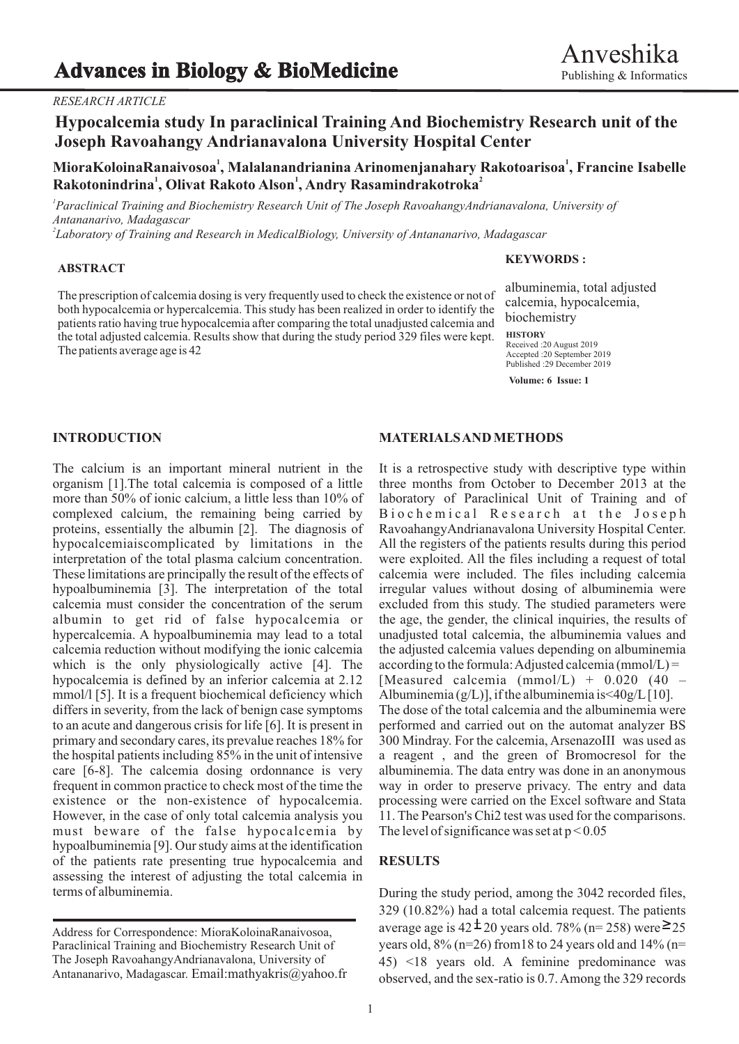*RESEARCH ARTICLE*

# Hypocalcemia study In paraclinical Training And Biochemistry Research unit of the Joseph Ravoahangy Andrianavalona University Hospital Center

**MioraKoloinaRanaivosoa[1], Malalanandrianina Arinomenjanahary Rakotoarisoa[1], Francine Isabelle Rakotonindrina[1], Olivat Rakoto Alson[1], Andry Rasamindrakotroka[2]**

*[1]Paraclinical Training and Biochemistry Research Unit of The Joseph RavoahangyAndrianavalona, University of Antananarivo, Madagascar*
*[2]Laboratory of Training and Research in MedicalBiology, University of Antananarivo, Madagascar*

### ABSTRACT

The prescription of calcemia dosing is very frequently used to check the existence or not of both hypocalcemia or hypercalcemia. This study has been realized in order to identify the patients ratio having true hypocalcemia after comparing the total unadjusted calcemia and the total adjusted calcemia. Results show that during the study period 329 files were kept. The patients average age is 42

**KEYWORDS :**

albuminemia, total adjusted calcemia, hypocalcemia, biochemistry

**HISTORY**
Received :20 August 2019
Accepted :20 September 2019
Published :29 December 2019

## INTRODUCTION

The calcium is an important mineral nutrient in the organism [1].The total calcemia is composed of a little more than 50% of ionic calcium, a little less than 10% of complexed calcium, the remaining being carried by proteins, essentially the albumin [2]. The diagnosis of hypocalcemiaiscomplicated by limitations in the interpretation of the total plasma calcium concentration. These limitations are principally the result of the effects of hypoalbuminemia [3]. The interpretation of the total calcemia must consider the concentration of the serum albumin to get rid of false hypocalcemia or hypercalcemia. A hypoalbuminemia may lead to a total calcemia reduction without modifying the ionic calcemia which is the only physiologically active [4]. The hypocalcemia is defined by an inferior calcemia at 2.12 mmol/l [5]. It is a frequent biochemical deficiency which differs in severity, from the lack of benign case symptoms to an acute and dangerous crisis for life [6]. It is present in primary and secondary cares, its prevalue reaches 18% for the hospital patients including 85% in the unit of intensive care [6-8]. The calcemia dosing ordonnance is very frequent in common practice to check most of the time the existence or the non-existence of hypocalcemia. However, in the case of only total calcemia analysis you must beware of the false hypocalcemia by hypoalbuminemia [9]. Our study aims at the identification of the patients rate presenting true hypocalcemia and assessing the interest of adjusting the total calcemia in terms of albuminemia.

## MATERIALS AND METHODS

It is a retrospective study with descriptive type within three months from October to December 2013 at the laboratory of Paraclinical Unit of Training and of Biochemical Research at the Joseph RavoahangyAndrianavalona University Hospital Center. All the registers of the patients results during this period were exploited. All the files including a request of total calcemia were included. The files including calcemia irregular values without dosing of albuminemia were excluded from this study. The studied parameters were the age, the gender, the clinical inquiries, the results of unadjusted total calcemia, the albuminemia values and the adjusted calcemia values depending on albuminemia according to the formula: Adjusted calcemia (mmol/L) = [Measured calcemia (mmol/L) + 0.020 (40 – Albuminemia (g/L)], if the albuminemia is<40g/L [10]. The dose of the total calcemia and the albuminemia were performed and carried out on the automat analyzer BS 300 Mindray. For the calcemia, ArsenazoIII was used as a reagent , and the green of Bromocresol for the albuminemia. The data entry was done in an anonymous way in order to preserve privacy. The entry and data processing were carried on the Excel software and Stata 11. The Pearson's Chi2 test was used for the comparisons. The level of significance was set at $p < 0.05$

## RESULTS

During the study period, among the 3042 recorded files, 329 (10.82%) had a total calcemia request. The patients average age is 42 ± 20 years old. 78% (n= 258) were ≥ 25 years old, 8% (n=26) from18 to 24 years old and 14% (n= 45) <18 years old. A feminine predominance was observed, and the sex-ratio is 0.7. Among the 329 records

Address for Correspondence: MioraKoloinaRanaivosoa, Paraclinical Training and Biochemistry Research Unit of The Joseph RavoahangyAndrianavalona, University of Antananarivo, Madagascar. Email:mathyakris@yahoo.fr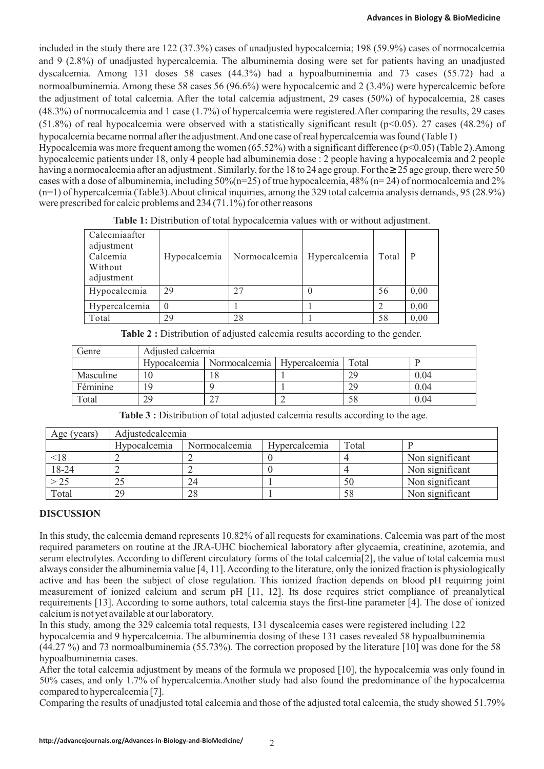included in the study there are 122 (37.3%) cases of unadjusted hypocalcemia; 198 (59.9%) cases of normocalcemia and 9 (2.8%) of unadjusted hypercalcemia. The albuminemia dosing were set for patients having an unadjusted dyscalcemia. Among 131 doses 58 cases (44.3%) had a hypoalbuminemia and 73 cases (55.72) had a normoalbuminemia. Among these 58 cases 56 (96.6%) were hypocalcemic and 2 (3.4%) were hypercalcemic before the adjustment of total calcemia. After the total calcemia adjustment, 29 cases (50%) of hypocalcemia, 28 cases (48.3%) of normocalcemia and 1 case (1.7%) of hypercalcemia were registered.After comparing the results, 29 cases (51.8%) of real hypocalcemia were observed with a statistically significant result ($p<0.05$). 27 cases (48.2%) of hypocalcemia became normal after the adjustment. And one case of real hypercalcemia was found (Table 1)

Hypocalcemia was more frequent among the women (65.52%) with a significant difference ($p<0.05$) (Table 2).Among hypocalcemic patients under 18, only 4 people had albuminemia dose : 2 people having a hypocalcemia and 2 people having a normocalcemia after an adjustment . Similarly, for the 18 to 24 age group. For the ≥ 25 age group, there were 50 cases with a dose of albuminemia, including 50%(n=25) of true hypocalcemia, 48% (n= 24) of normocalcemia and 2% (n=1) of hypercalcemia (Table3).About clinical inquiries, among the 329 total calcemia analysis demands, 95 (28.9%) were prescribed for calcic problems and 234 (71.1%) for other reasons

**Table 1:** Distribution of total hypocalcemia values with or without adjustment.

| Calcemiaafter adjustment / Calcemia Without adjustment | Hypocalcemia | Normocalcemia | Hypercalcemia | Total | P |
|---|---|---|---|---|---|
| Hypocalcemia | 29 | 27 | 0 | 56 | 0,00 |
| Hypercalcemia | 0 | 1 | 1 | 2 | 0,00 |
| Total | 29 | 28 | 1 | 58 | 0,00 |

**Table 2 :** Distribution of adjusted calcemia results according to the gender.

| Genre | Adjusted calcemia | | | | |
|---|---|---|---|---|---|
| | Hypocalcemia | Normocalcemia | Hypercalcemia | Total | P |
| Masculine | 10 | 18 | 1 | 29 | 0.04 |
| Féminine | 19 | 9 | 1 | 29 | 0.04 |
| Total | 29 | 27 | 2 | 58 | 0.04 |

**Table 3 :** Distribution of total adjusted calcemia results according to the age.

| Age (years) | Adjustedcalcemia | | | | |
|---|---|---|---|---|---|
| | Hypocalcemia | Normocalcemia | Hypercalcemia | Total | P |
| <18 | 2 | 2 | 0 | 4 | Non significant |
| 18-24 | 2 | 2 | 0 | 4 | Non significant |
| > 25 | 25 | 24 | 1 | 50 | Non significant |
| Total | 29 | 28 | 1 | 58 | Non significant |

## DISCUSSION

In this study, the calcemia demand represents 10.82% of all requests for examinations. Calcemia was part of the most required parameters on routine at the JRA-UHC biochemical laboratory after glycaemia, creatinine, azotemia, and serum electrolytes. According to different circulatory forms of the total calcemia[2], the value of total calcemia must always consider the albuminemia value [4, 11]. According to the literature, only the ionized fraction is physiologically active and has been the subject of close regulation. This ionized fraction depends on blood pH requiring joint measurement of ionized calcium and serum pH [11, 12]. Its dose requires strict compliance of preanalytical requirements [13]. According to some authors, total calcemia stays the first-line parameter [4]. The dose of ionized calcium is not yet available at our laboratory.

In this study, among the 329 calcemia total requests, 131 dyscalcemia cases were registered including 122 hypocalcemia and 9 hypercalcemia. The albuminemia dosing of these 131 cases revealed 58 hypoalbuminemia (44.27 %) and 73 normoalbuminemia (55.73%). The correction proposed by the literature [10] was done for the 58 hypoalbuminemia cases.

After the total calcemia adjustment by means of the formula we proposed [10], the hypocalcemia was only found in 50% cases, and only 1.7% of hypercalcemia.Another study had also found the predominance of the hypocalcemia compared to hypercalcemia [7].

Comparing the results of unadjusted total calcemia and those of the adjusted total calcemia, the study showed 51.79%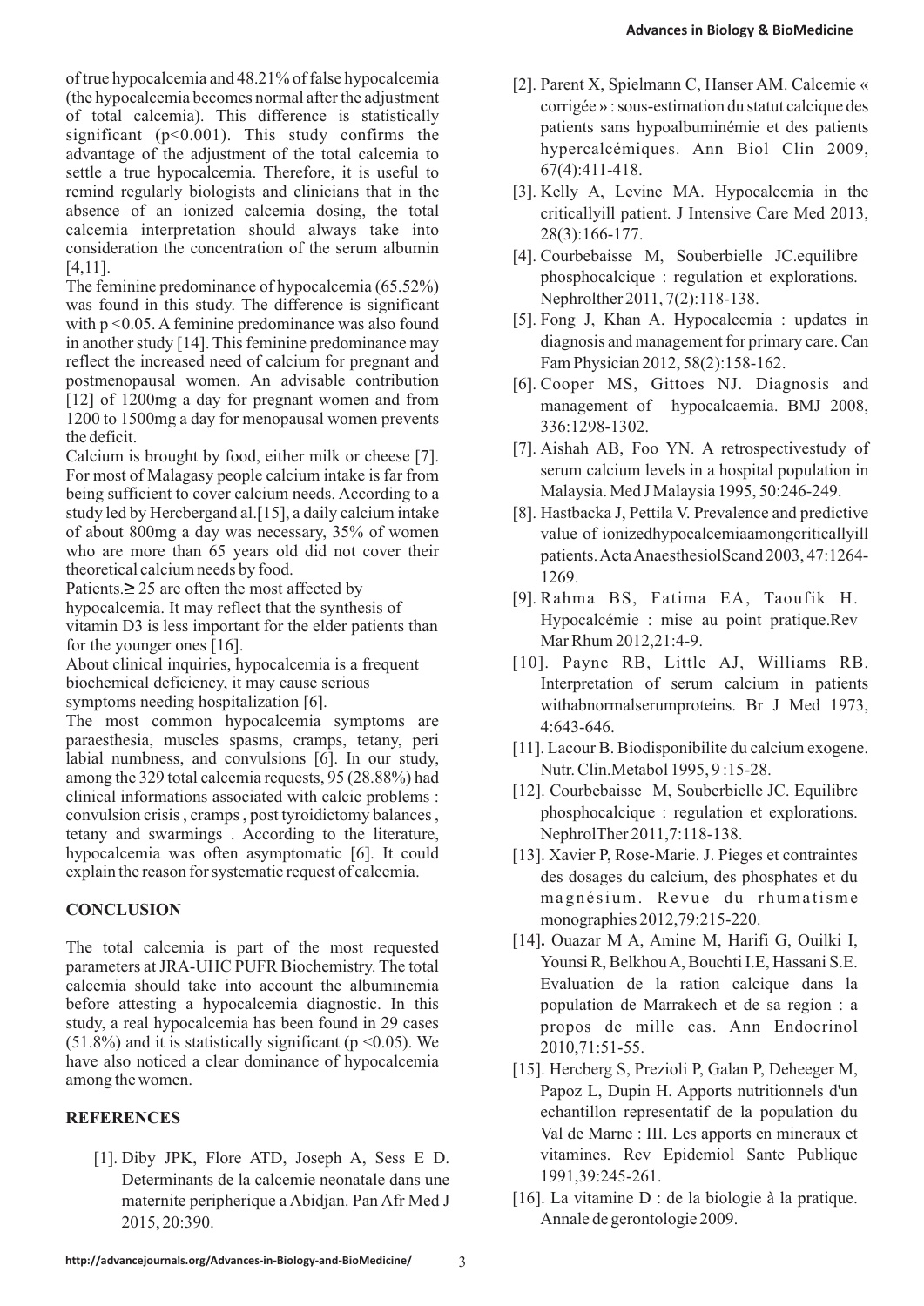of true hypocalcemia and 48.21% of false hypocalcemia (the hypocalcemia becomes normal after the adjustment of total calcemia). This difference is statistically significant ($p<0.001$). This study confirms the advantage of the adjustment of the total calcemia to settle a true hypocalcemia. Therefore, it is useful to remind regularly biologists and clinicians that in the absence of an ionized calcemia dosing, the total calcemia interpretation should always take into consideration the concentration of the serum albumin [4,11].

The feminine predominance of hypocalcemia (65.52%) was found in this study. The difference is significant with $p<0.05$. A feminine predominance was also found in another study [14]. This feminine predominance may reflect the increased need of calcium for pregnant and postmenopausal women. An advisable contribution [12] of 1200mg a day for pregnant women and from 1200 to 1500mg a day for menopausal women prevents the deficit.

Calcium is brought by food, either milk or cheese [7]. For most of Malagasy people calcium intake is far from being sufficient to cover calcium needs. According to a study led by Hercbergand al.[15], a daily calcium intake of about 800mg a day was necessary, 35% of women who are more than 65 years old did not cover their theoretical calcium needs by food.

Patients.≥ 25 are often the most affected by hypocalcemia. It may reflect that the synthesis of vitamin D3 is less important for the elder patients than for the younger ones [16].

About clinical inquiries, hypocalcemia is a frequent biochemical deficiency, it may cause serious symptoms needing hospitalization [6].

The most common hypocalcemia symptoms are paraesthesia, muscles spasms, cramps, tetany, peri labial numbness, and convulsions [6]. In our study, among the 329 total calcemia requests, 95 (28.88%) had clinical informations associated with calcic problems : convulsion crisis , cramps , post tyroidictomy balances , tetany and swarmings . According to the literature, hypocalcemia was often asymptomatic [6]. It could explain the reason for systematic request of calcemia.

## CONCLUSION

The total calcemia is part of the most requested parameters at JRA-UHC PUFR Biochemistry. The total calcemia should take into account the albuminemia before attesting a hypocalcemia diagnostic. In this study, a real hypocalcemia has been found in 29 cases (51.8%) and it is statistically significant ($p<0.05$). We have also noticed a clear dominance of hypocalcemia among the women.

## REFERENCES

[1]. Diby JPK, Flore ATD, Joseph A, Sess E D. Determinants de la calcemie neonatale dans une maternite peripherique a Abidjan. Pan Afr Med J 2015, 20:390.

[2]. Parent X, Spielmann C, Hanser AM. Calcemie « corrigée » : sous-estimation du statut calcique des patients sans hypoalbuminémie et des patients hypercalcémiques. Ann Biol Clin 2009, 67(4):411-418.

[3]. Kelly A, Levine MA. Hypocalcemia in the criticallyill patient. J Intensive Care Med 2013, 28(3):166-177.

[4]. Courbebaisse M, Souberbielle JC.equilibre phosphocalcique : regulation et explorations. Nephrolther 2011, 7(2):118-138.

[5]. Fong J, Khan A. Hypocalcemia : updates in diagnosis and management for primary care. Can Fam Physician 2012, 58(2):158-162.

[6]. Cooper MS, Gittoes NJ. Diagnosis and management of hypocalcaemia. BMJ 2008, 336:1298-1302.

[7]. Aishah AB, Foo YN. A retrospectivestudy of serum calcium levels in a hospital population in Malaysia. Med J Malaysia 1995, 50:246-249.

[8]. Hastbacka J, Pettila V. Prevalence and predictive value of ionizedhypocalcemiaamongcriticallyill patients. Acta AnaesthesiolScand 2003, 47:1264-1269.

[9]. Rahma BS, Fatima EA, Taoufik H. Hypocalcémie : mise au point pratique.Rev Mar Rhum 2012,21:4-9.

[10]. Payne RB, Little AJ, Williams RB. Interpretation of serum calcium in patients withabnormalserumproteins. Br J Med 1973, 4:643-646.

[11]. Lacour B. Biodisponibilite du calcium exogene. Nutr. Clin.Metabol 1995, 9 :15-28.

[12]. Courbebaisse M, Souberbielle JC. Equilibre phosphocalcique : regulation et explorations. NephrolTher 2011,7:118-138.

[13]. Xavier P, Rose-Marie. J. Pieges et contraintes des dosages du calcium, des phosphates et du magnésium. Revue du rhumatisme monographies 2012,79:215-220.

[14]. Ouazar M A, Amine M, Harifi G, Ouilki I, Younsi R, Belkhou A, Bouchti I.E, Hassani S.E. Evaluation de la ration calcique dans la population de Marrakech et de sa region : a propos de mille cas. Ann Endocrinol 2010,71:51-55.

[15]. Hercberg S, Prezioli P, Galan P, Deheeger M, Papoz L, Dupin H. Apports nutritionnels d'un echantillon representatif de la population du Val de Marne : III. Les apports en mineraux et vitamines. Rev Epidemiol Sante Publique 1991,39:245-261.

[16]. La vitamine D : de la biologie à la pratique. Annale de gerontologie 2009.